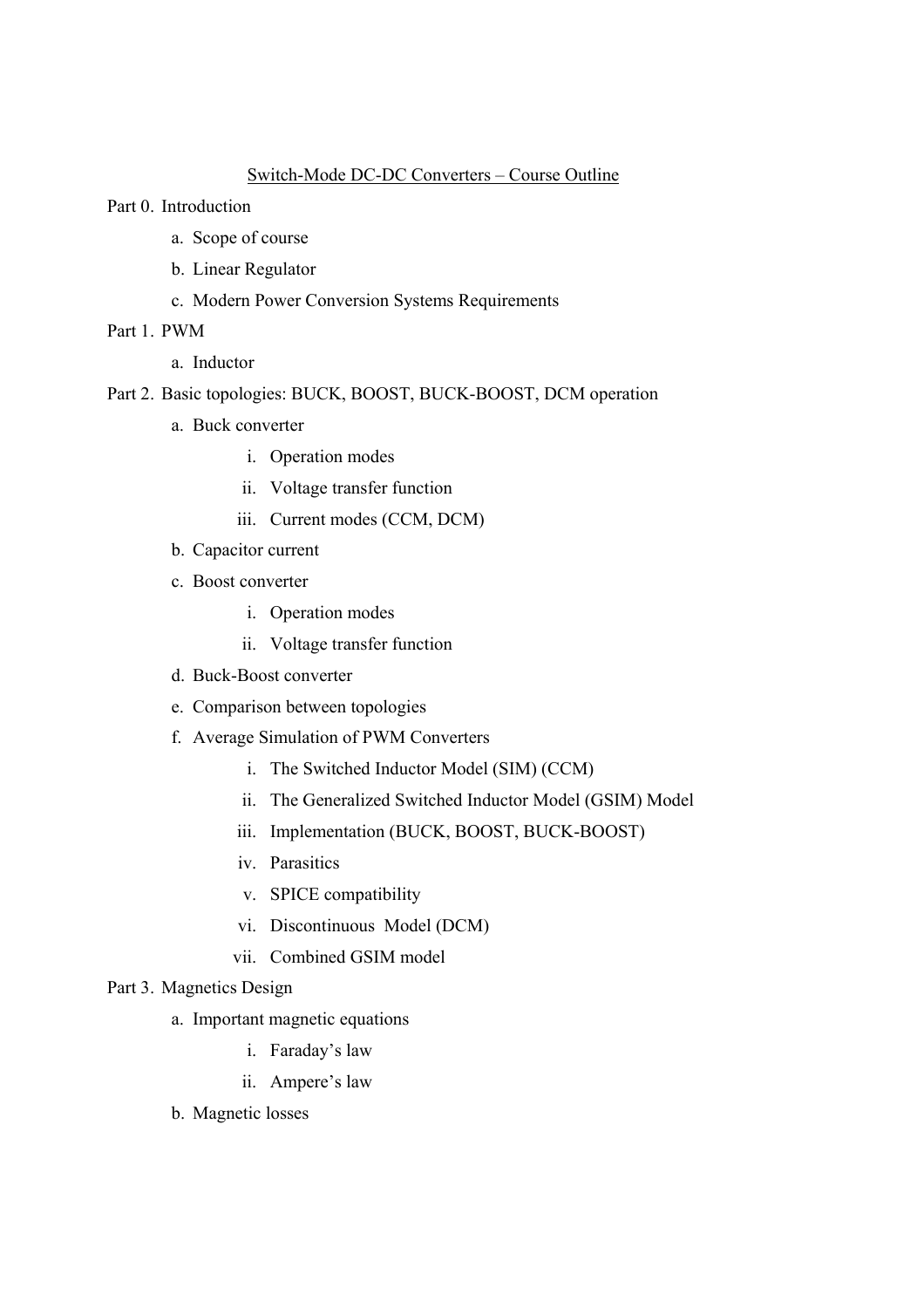# Switch-Mode DC-DC Converters – Course Outline

Part 0. Introduction

- a. Scope of course
- b. Linear Regulator
- c. Modern Power Conversion Systems Requirements

Part 1. PWM

- a. Inductor

Part 2. Basic topologies: BUCK, BOOST, BUCK-BOOST, DCM operation

- a. Buck converter
  - i. Operation modes
  - ii. Voltage transfer function
  - iii. Current modes (CCM, DCM)
- b. Capacitor current
- c. Boost converter
  - i. Operation modes
  - ii. Voltage transfer function
- d. Buck-Boost converter
- e. Comparison between topologies
- f. Average Simulation of PWM Converters
  - i. The Switched Inductor Model (SIM) (CCM)
  - ii. The Generalized Switched Inductor Model (GSIM) Model
  - iii. Implementation (BUCK, BOOST, BUCK-BOOST)
  - iv. Parasitics
  - v. SPICE compatibility
  - vi. Discontinuous Model (DCM)
  - vii. Combined GSIM model

Part 3. Magnetics Design

- a. Important magnetic equations
  - i. Faraday's law
  - ii. Ampere's law
- b. Magnetic losses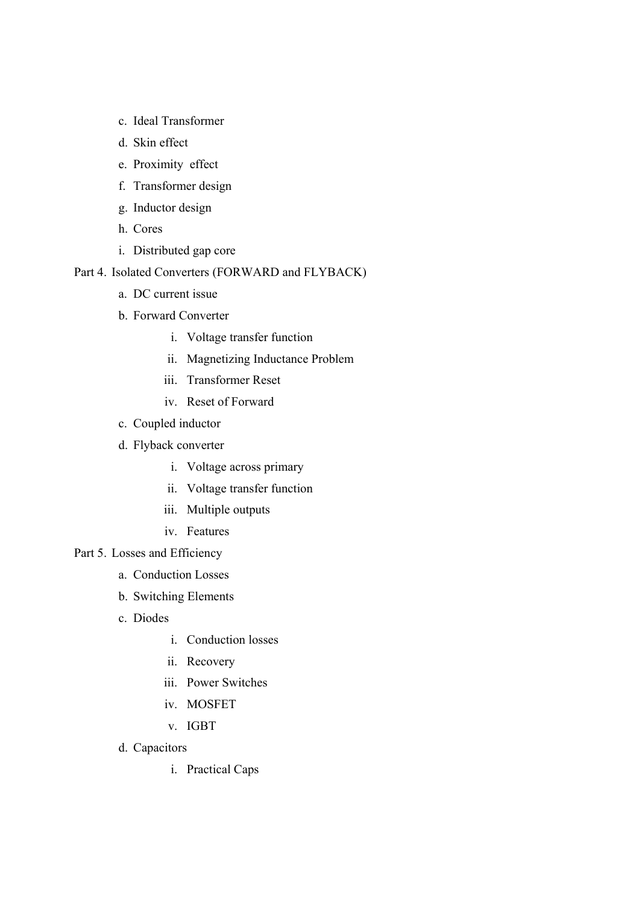c. Ideal Transformer

d. Skin effect

e. Proximity effect

f. Transformer design

g. Inductor design

h. Cores

i. Distributed gap core

Part 4. Isolated Converters (FORWARD and FLYBACK)

a. DC current issue

b. Forward Converter

   i. Voltage transfer function

   ii. Magnetizing Inductance Problem

   iii. Transformer Reset

   iv. Reset of Forward

c. Coupled inductor

d. Flyback converter

   i. Voltage across primary

   ii. Voltage transfer function

   iii. Multiple outputs

   iv. Features

Part 5. Losses and Efficiency

a. Conduction Losses

b. Switching Elements

c. Diodes

   i. Conduction losses

   ii. Recovery

   iii. Power Switches

   iv. MOSFET

   v. IGBT

d. Capacitors

   i. Practical Caps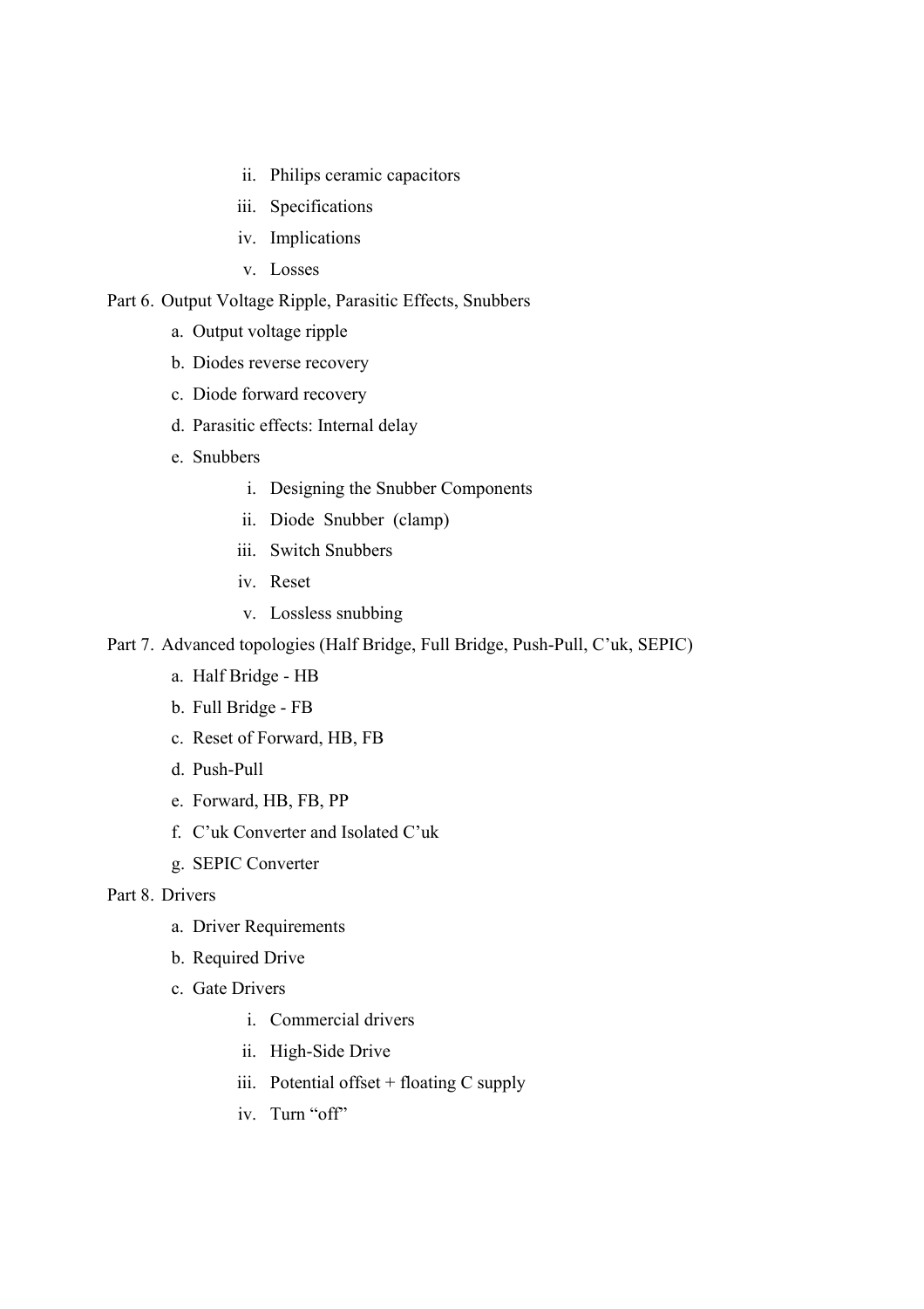- ii. Philips ceramic capacitors
   - iii. Specifications
   - iv. Implications
   - v. Losses

Part 6. Output Voltage Ripple, Parasitic Effects, Snubbers

- a. Output voltage ripple
- b. Diodes reverse recovery
- c. Diode forward recovery
- d. Parasitic effects: Internal delay
- e. Snubbers
   - i. Designing the Snubber Components
   - ii. Diode Snubber (clamp)
   - iii. Switch Snubbers
   - iv. Reset
   - v. Lossless snubbing

Part 7. Advanced topologies (Half Bridge, Full Bridge, Push-Pull, C'uk, SEPIC)

- a. Half Bridge - HB
- b. Full Bridge - FB
- c. Reset of Forward, HB, FB
- d. Push-Pull
- e. Forward, HB, FB, PP
- f. C'uk Converter and Isolated C'uk
- g. SEPIC Converter

Part 8. Drivers

- a. Driver Requirements
- b. Required Drive
- c. Gate Drivers
   - i. Commercial drivers
   - ii. High-Side Drive
   - iii. Potential offset + floating C supply
   - iv. Turn "off"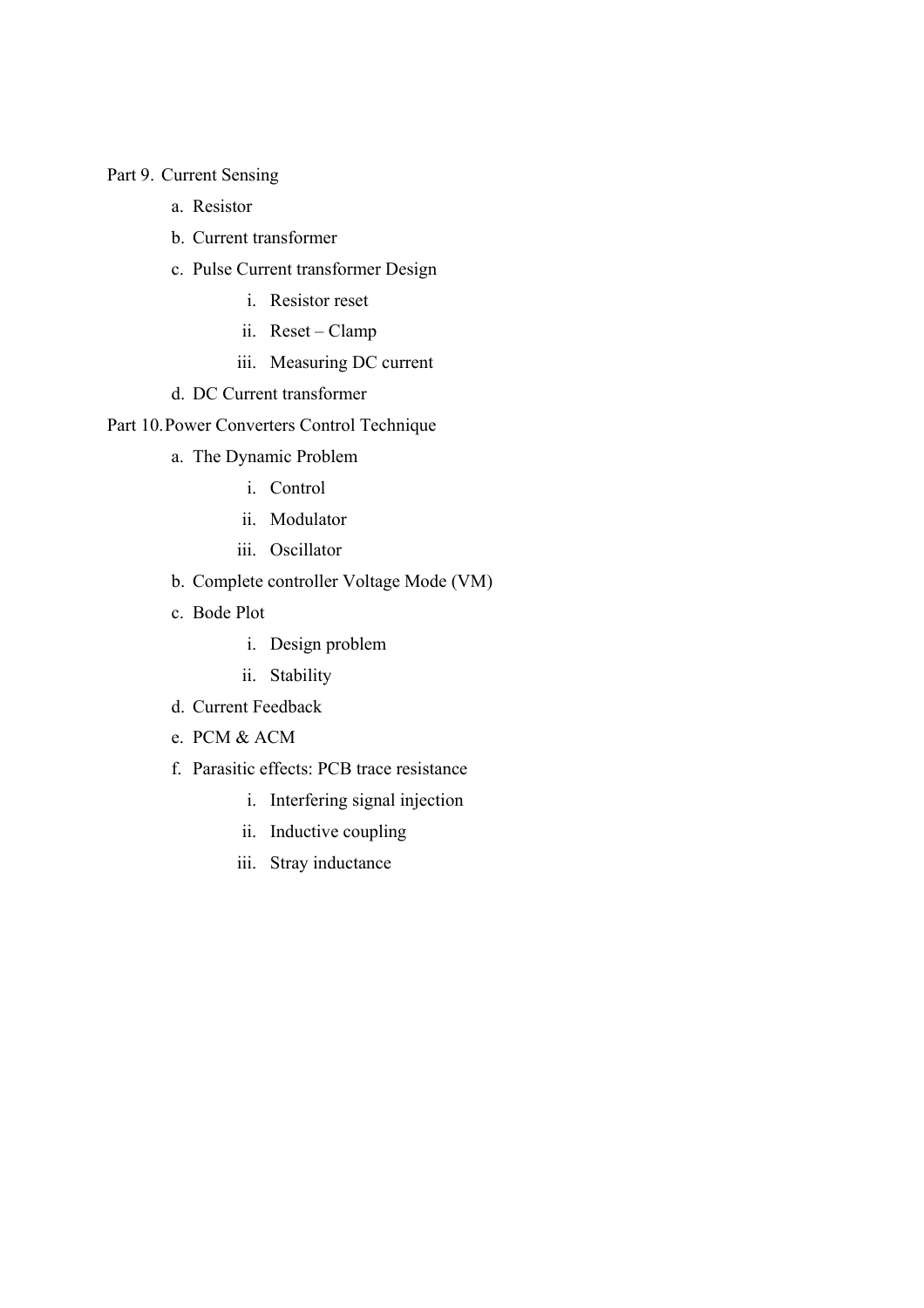Part 9. Current Sensing

- a. Resistor
- b. Current transformer
- c. Pulse Current transformer Design
  - i. Resistor reset
  - ii. Reset – Clamp
  - iii. Measuring DC current
- d. DC Current transformer

Part 10. Power Converters Control Technique

- a. The Dynamic Problem
  - i. Control
  - ii. Modulator
  - iii. Oscillator
- b. Complete controller Voltage Mode (VM)
- c. Bode Plot
  - i. Design problem
  - ii. Stability
- d. Current Feedback
- e. PCM & ACM
- f. Parasitic effects: PCB trace resistance
  - i. Interfering signal injection
  - ii. Inductive coupling
  - iii. Stray inductance